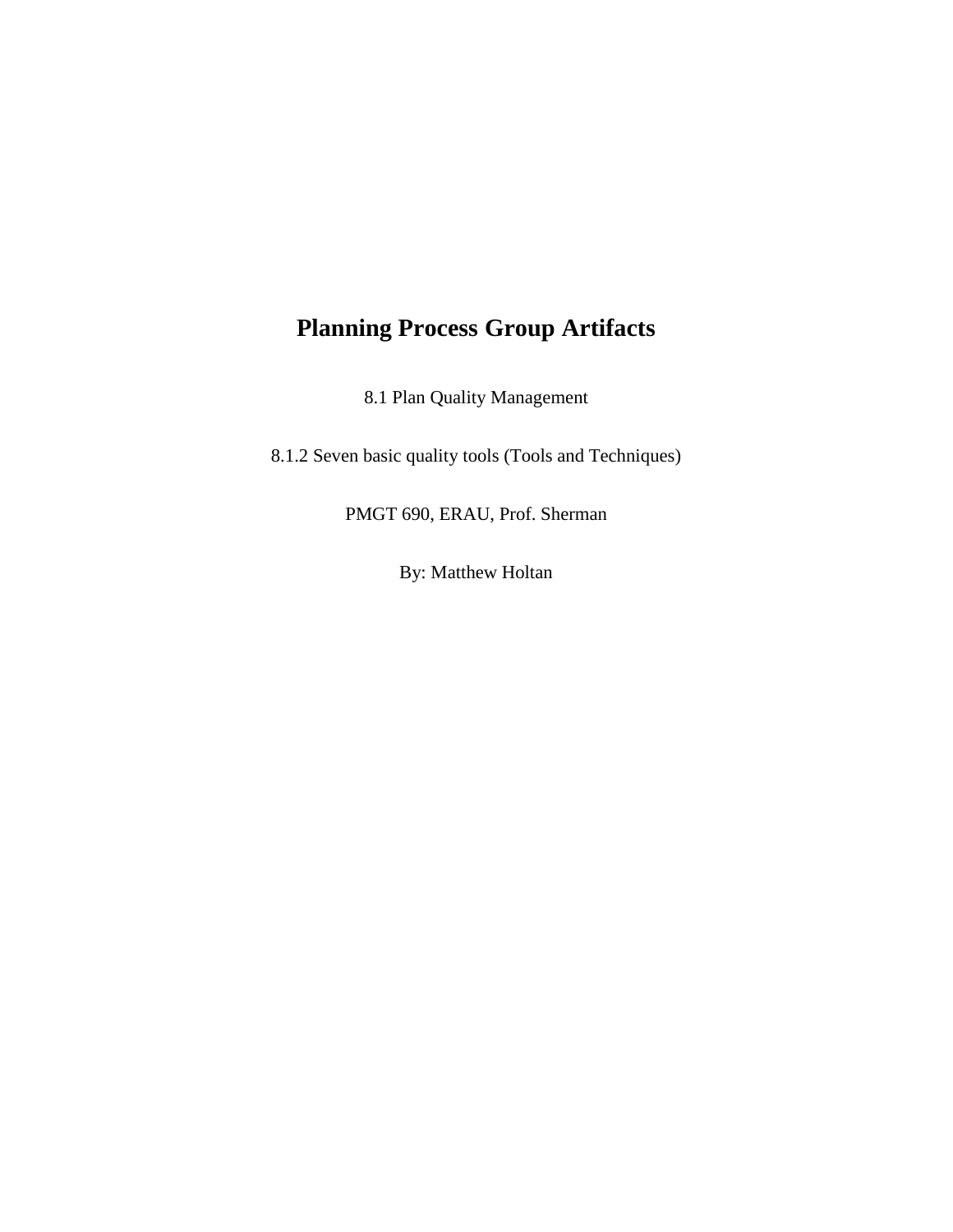# Planning Process Group Artifacts

8.1 Plan Quality Management

8.1.2 Seven basic quality tools (Tools and Techniques)

PMGT 690, ERAU, Prof. Sherman

By: Matthew Holtan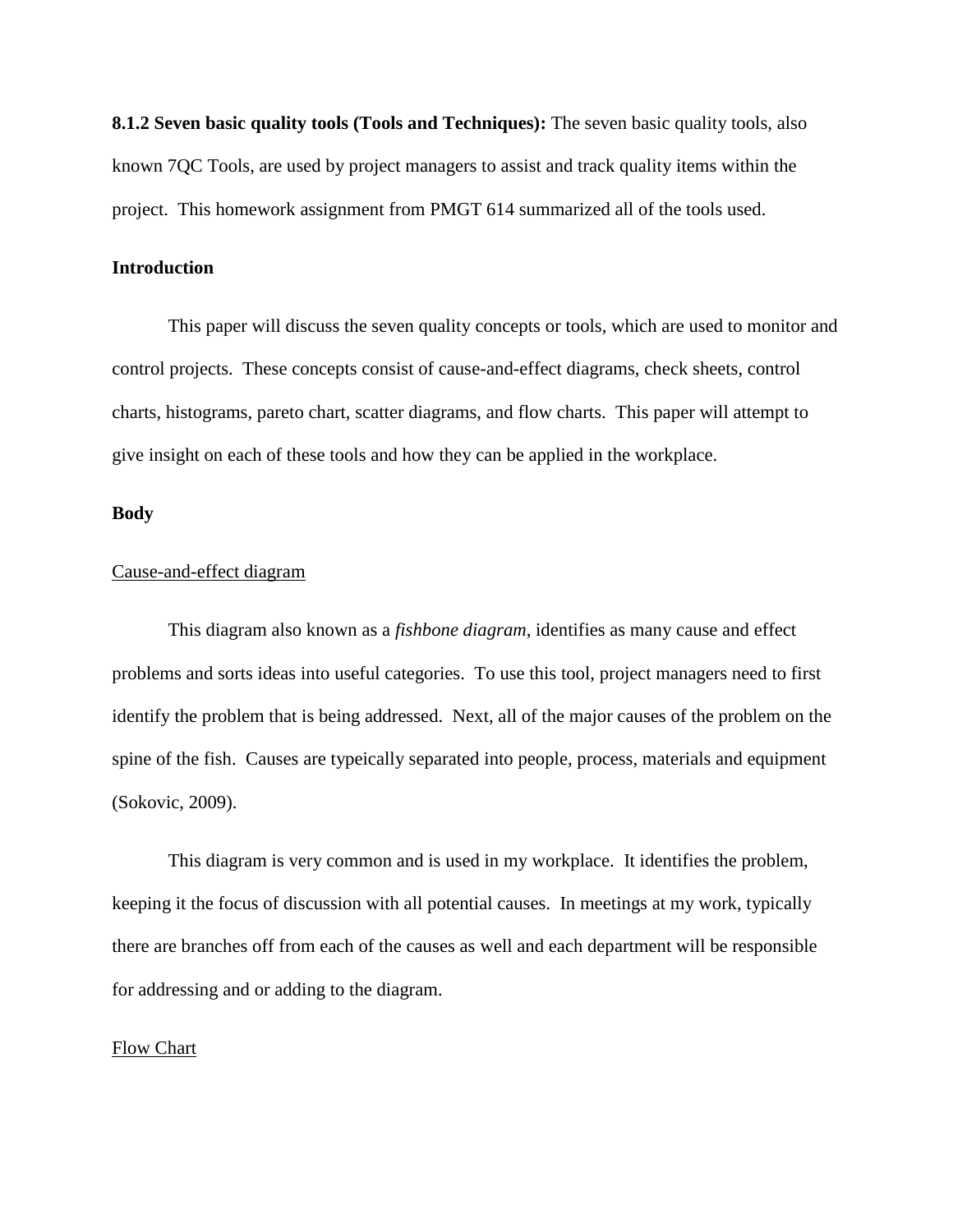**8.1.2 Seven basic quality tools (Tools and Techniques):** The seven basic quality tools, also known 7QC Tools, are used by project managers to assist and track quality items within the project. This homework assignment from PMGT 614 summarized all of the tools used.

**Introduction**

This paper will discuss the seven quality concepts or tools, which are used to monitor and control projects. These concepts consist of cause-and-effect diagrams, check sheets, control charts, histograms, pareto chart, scatter diagrams, and flow charts. This paper will attempt to give insight on each of these tools and how they can be applied in the workplace.

**Body**

<u>Cause-and-effect diagram</u>

This diagram also known as a *fishbone diagram*, identifies as many cause and effect problems and sorts ideas into useful categories. To use this tool, project managers need to first identify the problem that is being addressed. Next, all of the major causes of the problem on the spine of the fish. Causes are typeically separated into people, process, materials and equipment (Sokovic, 2009).

This diagram is very common and is used in my workplace. It identifies the problem, keeping it the focus of discussion with all potential causes. In meetings at my work, typically there are branches off from each of the causes as well and each department will be responsible for addressing and or adding to the diagram.

<u>Flow Chart</u>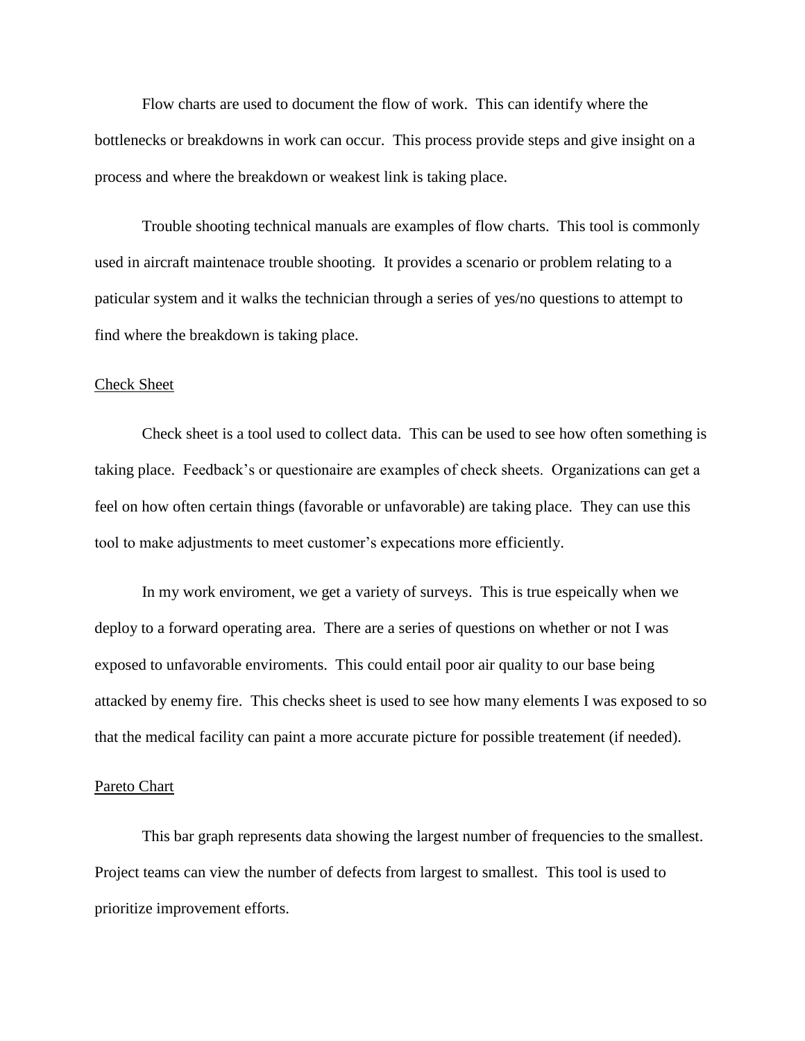Flow charts are used to document the flow of work. This can identify where the bottlenecks or breakdowns in work can occur. This process provide steps and give insight on a process and where the breakdown or weakest link is taking place.

Trouble shooting technical manuals are examples of flow charts. This tool is commonly used in aircraft maintenace trouble shooting. It provides a scenario or problem relating to a paticular system and it walks the technician through a series of yes/no questions to attempt to find where the breakdown is taking place.

<u>Check Sheet</u>

Check sheet is a tool used to collect data. This can be used to see how often something is taking place. Feedback's or questionaire are examples of check sheets. Organizations can get a feel on how often certain things (favorable or unfavorable) are taking place. They can use this tool to make adjustments to meet customer's expecations more efficiently.

In my work enviroment, we get a variety of surveys. This is true espeically when we deploy to a forward operating area. There are a series of questions on whether or not I was exposed to unfavorable enviroments. This could entail poor air quality to our base being attacked by enemy fire. This checks sheet is used to see how many elements I was exposed to so that the medical facility can paint a more accurate picture for possible treatement (if needed).

<u>Pareto Chart</u>

This bar graph represents data showing the largest number of frequencies to the smallest. Project teams can view the number of defects from largest to smallest. This tool is used to prioritize improvement efforts.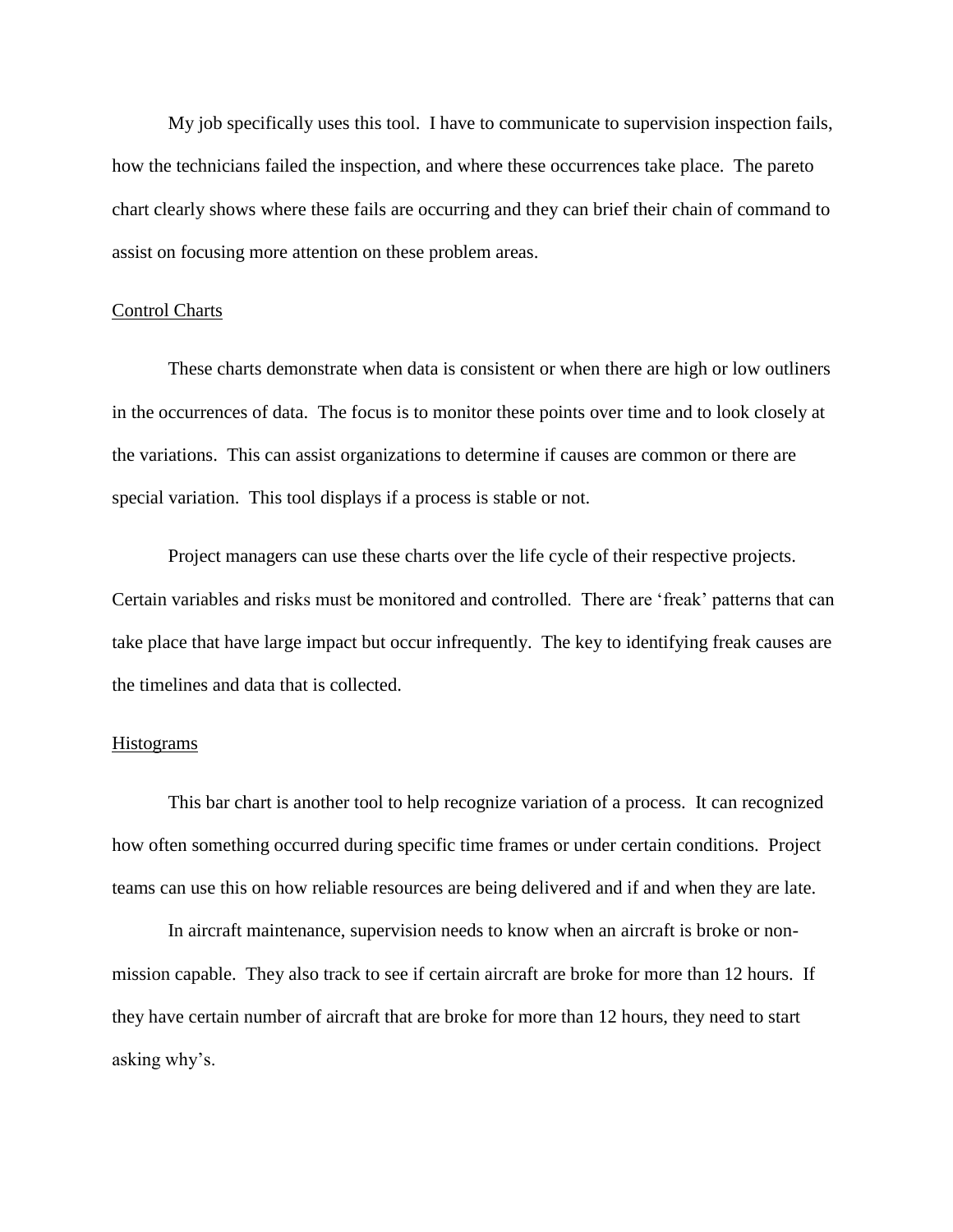My job specifically uses this tool. I have to communicate to supervision inspection fails, how the technicians failed the inspection, and where these occurrences take place. The pareto chart clearly shows where these fails are occurring and they can brief their chain of command to assist on focusing more attention on these problem areas.

## Control Charts

These charts demonstrate when data is consistent or when there are high or low outliners in the occurrences of data. The focus is to monitor these points over time and to look closely at the variations. This can assist organizations to determine if causes are common or there are special variation. This tool displays if a process is stable or not.

Project managers can use these charts over the life cycle of their respective projects. Certain variables and risks must be monitored and controlled. There are 'freak' patterns that can take place that have large impact but occur infrequently. The key to identifying freak causes are the timelines and data that is collected.

## Histograms

This bar chart is another tool to help recognize variation of a process. It can recognized how often something occurred during specific time frames or under certain conditions. Project teams can use this on how reliable resources are being delivered and if and when they are late.

In aircraft maintenance, supervision needs to know when an aircraft is broke or non-mission capable. They also track to see if certain aircraft are broke for more than 12 hours. If they have certain number of aircraft that are broke for more than 12 hours, they need to start asking why's.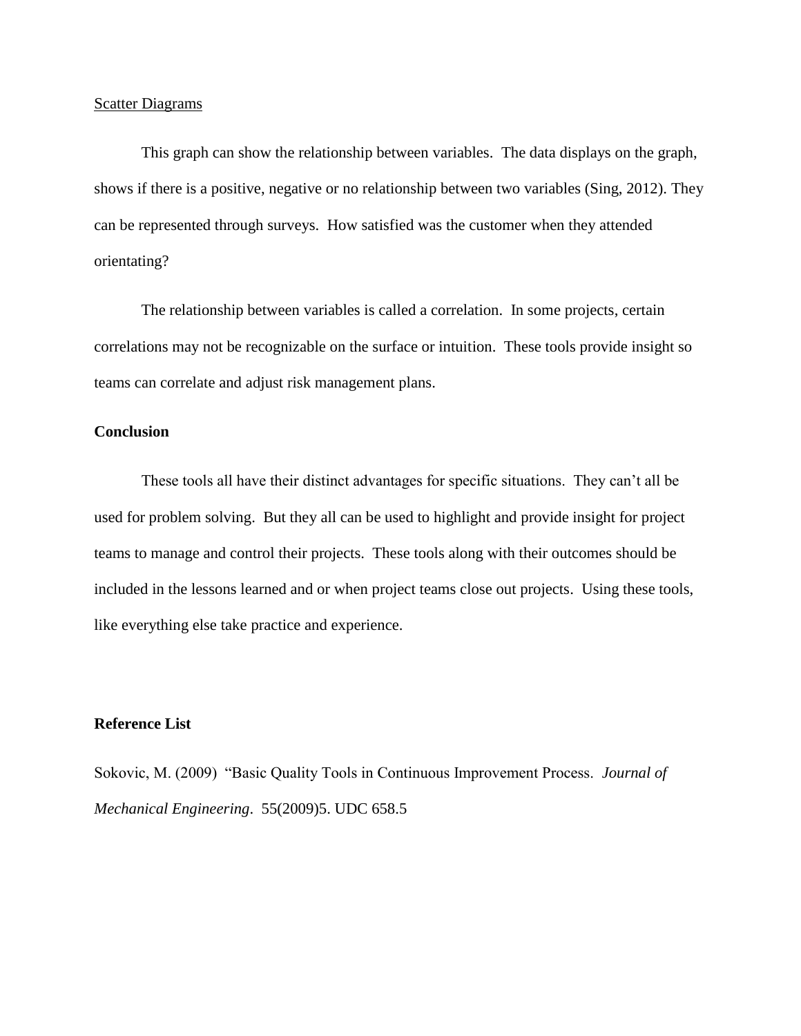Scatter Diagrams

This graph can show the relationship between variables. The data displays on the graph, shows if there is a positive, negative or no relationship between two variables (Sing, 2012). They can be represented through surveys. How satisfied was the customer when they attended orientating?

The relationship between variables is called a correlation. In some projects, certain correlations may not be recognizable on the surface or intuition. These tools provide insight so teams can correlate and adjust risk management plans.

## Conclusion

These tools all have their distinct advantages for specific situations. They can't all be used for problem solving. But they all can be used to highlight and provide insight for project teams to manage and control their projects. These tools along with their outcomes should be included in the lessons learned and or when project teams close out projects. Using these tools, like everything else take practice and experience.

## Reference List

Sokovic, M. (2009) "Basic Quality Tools in Continuous Improvement Process. *Journal of Mechanical Engineering*. 55(2009)5. UDC 658.5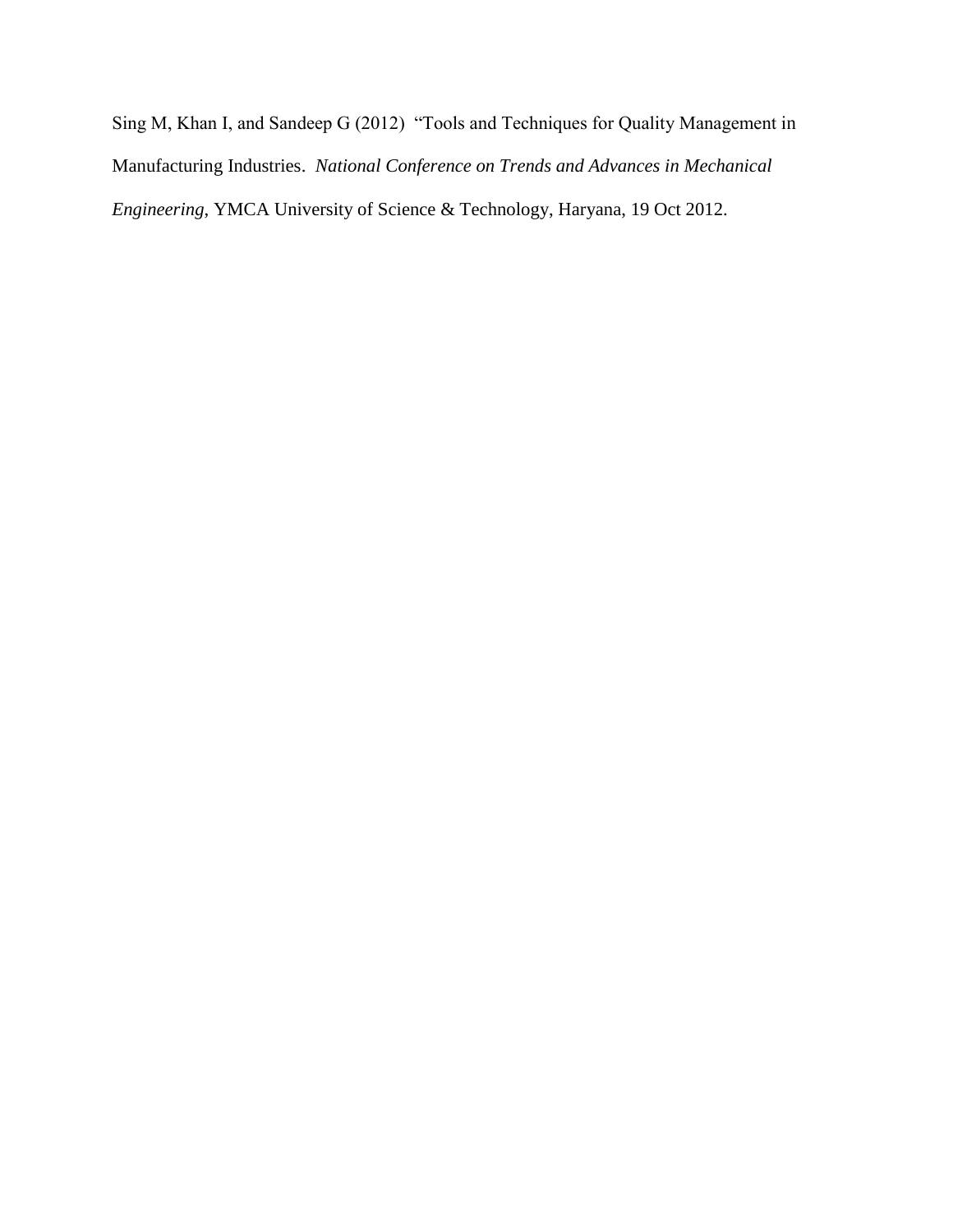Sing M, Khan I, and Sandeep G (2012) "Tools and Techniques for Quality Management in Manufacturing Industries. *National Conference on Trends and Advances in Mechanical Engineering*, YMCA University of Science & Technology, Haryana, 19 Oct 2012.